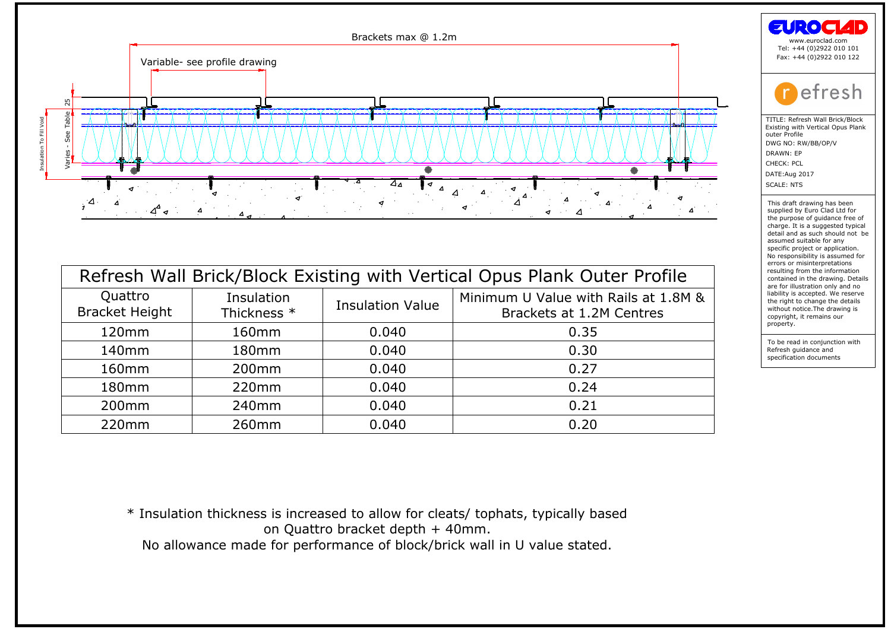Brackets max @ 1.2m

Variable- see profile drawing

25

Varies - See Table

Insulation To Fill Void

EUROCLAD
www.euroclad.com
Tel: +44 (0)2922 010 101
Fax: +44 (0)2922 010 122

refresh

TITLE: Refresh Wall Brick/Block Existing with Vertical Opus Plank outer Profile
DWG NO: RW/BB/OP/V
DRAWN: EP
CHECK: PCL
DATE:Aug 2017
SCALE: NTS

This draft drawing has been supplied by Euro Clad Ltd for the purpose of guidance free of charge. It is a suggested typical detail and as such should not be assumed suitable for any specific project or application. No responsibility is assumed for errors or misinterpretations resulting from the information contained in the drawing. Details are for illustration only and no liability is accepted. We reserve the right to change the details without notice.The drawing is copyright, it remains our property.

To be read in conjunction with Refresh guidance and specification documents

## Refresh Wall Brick/Block Existing with Vertical Opus Plank Outer Profile

| Quattro Bracket Height | Insulation Thickness * | Insulation Value | Minimum U Value with Rails at 1.8M & Brackets at 1.2M Centres |
|---|---|---|---|
| 120mm | 160mm | 0.040 | 0.35 |
| 140mm | 180mm | 0.040 | 0.30 |
| 160mm | 200mm | 0.040 | 0.27 |
| 180mm | 220mm | 0.040 | 0.24 |
| 200mm | 240mm | 0.040 | 0.21 |
| 220mm | 260mm | 0.040 | 0.20 |

* Insulation thickness is increased to allow for cleats/ tophats, typically based on Quattro bracket depth + 40mm.
No allowance made for performance of block/brick wall in U value stated.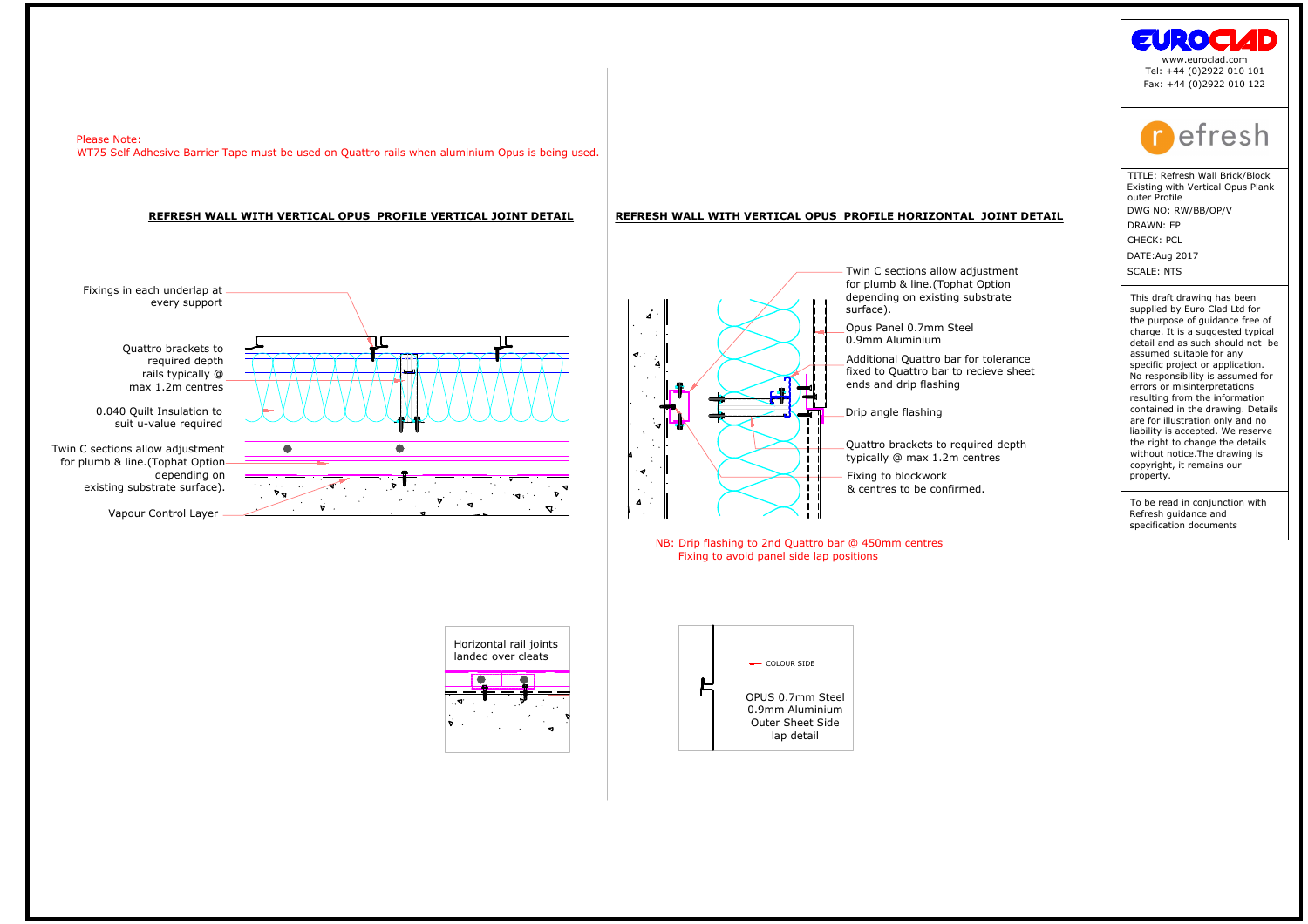Please Note:
WT75 Self Adhesive Barrier Tape must be used on Quattro rails when aluminium Opus is being used.

## REFRESH WALL WITH VERTICAL OPUS PROFILE VERTICAL JOINT DETAIL

Fixings in each underlap at every support

Quattro brackets to required depth rails typically @ max 1.2m centres

0.040 Quilt Insulation to suit u-value required

Twin C sections allow adjustment for plumb & line.(Tophat Option depending on existing substrate surface).

Vapour Control Layer

Horizontal rail joints landed over cleats

## REFRESH WALL WITH VERTICAL OPUS PROFILE HORIZONTAL JOINT DETAIL

Twin C sections allow adjustment for plumb & line.(Tophat Option depending on existing substrate surface).

Opus Panel 0.7mm Steel 0.9mm Aluminium

Additional Quattro bar for tolerance fixed to Quattro bar to recieve sheet ends and drip flashing

Drip angle flashing

Quattro brackets to required depth typically @ max 1.2m centres

Fixing to blockwork & centres to be confirmed.

NB: Drip flashing to 2nd Quattro bar @ 450mm centres
Fixing to avoid panel side lap positions

COLOUR SIDE

OPUS 0.7mm Steel
0.9mm Aluminium
Outer Sheet Side lap detail

EUROCLAD
www.euroclad.com
Tel: +44 (0)2922 010 101
Fax: +44 (0)2922 010 122

refresh

TITLE: Refresh Wall Brick/Block Existing with Vertical Opus Plank outer Profile
DWG NO: RW/BB/OP/V
DRAWN: EP
CHECK: PCL
DATE:Aug 2017
SCALE: NTS

This draft drawing has been supplied by Euro Clad Ltd for the purpose of guidance free of charge. It is a suggested typical detail and as such should not be assumed suitable for any specific project or application. No responsibility is assumed for errors or misinterpretations resulting from the information contained in the drawing. Details are for illustration only and no liability is accepted. We reserve the right to change the details without notice.The drawing is copyright, it remains our property.

To be read in conjunction with Refresh guidance and specification documents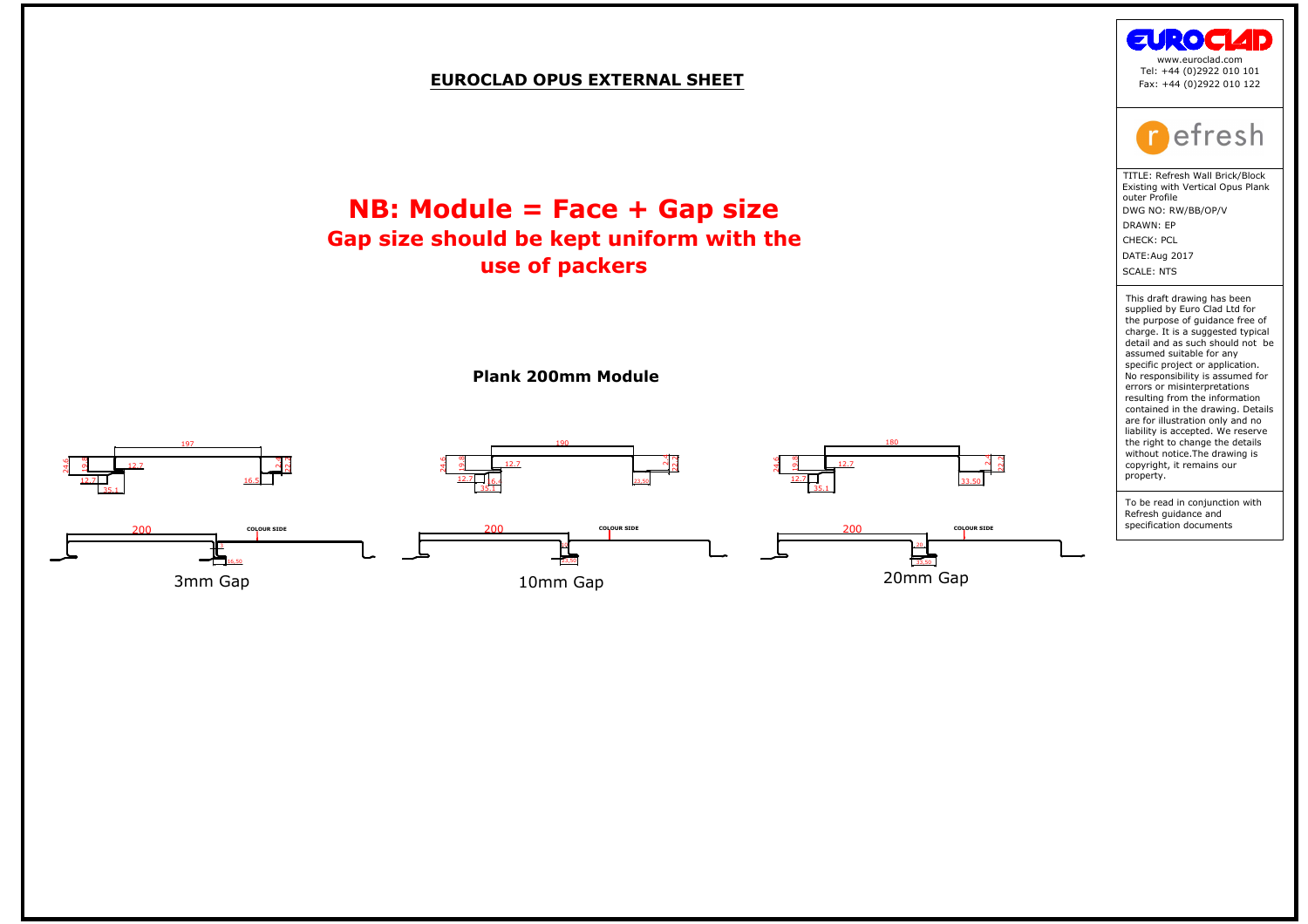# EUROCLAD OPUS EXTERNAL SHEET

## NB: Module = Face + Gap size

**Gap size should be kept uniform with the use of packers**

**Plank 200mm Module**

197 | 24.6 | 19.8 | 12.7 | 12.7 | 35.1 | 16.5 | 2.4 | 22.2

200 | COLOUR SIDE | 3 | 16.50

3mm Gap

190 | 24.6 | 19.8 | 12.7 | 12.7 | 35.1 | 16.4 | 23.50 | 2.4 | 22.2

200 | COLOUR SIDE | 10 | 23.50

10mm Gap

180 | 24.6 | 19.8 | 12.7 | 12.7 | 35.1 | 33.50 | 2.4 | 22.2

200 | COLOUR SIDE | 20 | 33.50

20mm Gap

EUROCLAD

www.euroclad.com
Tel: +44 (0)2922 010 101
Fax: +44 (0)2922 010 122

refresh

TITLE: Refresh Wall Brick/Block Existing with Vertical Opus Plank outer Profile
DWG NO: RW/BB/OP/V
DRAWN: EP
CHECK: PCL
DATE:Aug 2017
SCALE: NTS

This draft drawing has been supplied by Euro Clad Ltd for the purpose of guidance free of charge. It is a suggested typical detail and as such should not be assumed suitable for any specific project or application. No responsibility is assumed for errors or misinterpretations resulting from the information contained in the drawing. Details are for illustration only and no liability is accepted. We reserve the right to change the details without notice.The drawing is copyright, it remains our property.

To be read in conjunction with Refresh guidance and specification documents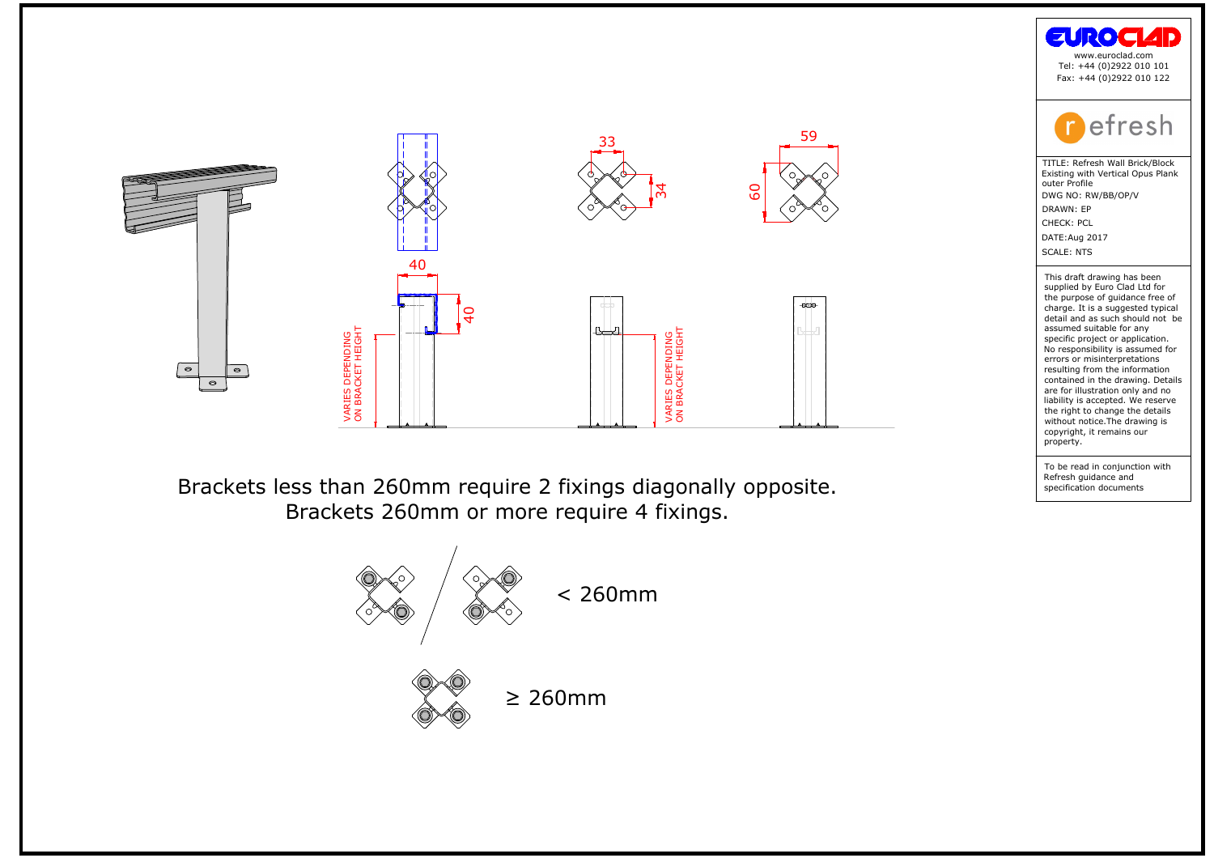40

40

33

34

60

59

VARIES DEPENDING ON BRACKET HEIGHT

VARIES DEPENDING ON BRACKET HEIGHT

Brackets less than 260mm require 2 fixings diagonally opposite.
Brackets 260mm or more require 4 fixings.

< 260mm

≥ 260mm

EUROCLAD
www.euroclad.com
Tel: +44 (0)2922 010 101
Fax: +44 (0)2922 010 122

refresh

TITLE: Refresh Wall Brick/Block Existing with Vertical Opus Plank outer Profile
DWG NO: RW/BB/OP/V
DRAWN: EP
CHECK: PCL
DATE:Aug 2017
SCALE: NTS

This draft drawing has been supplied by Euro Clad Ltd for the purpose of guidance free of charge. It is a suggested typical detail and as such should not be assumed suitable for any specific project or application. No responsibility is assumed for errors or misinterpretations resulting from the information contained in the drawing. Details are for illustration only and no liability is accepted. We reserve the right to change the details without notice.The drawing is copyright, it remains our property.

To be read in conjunction with Refresh guidance and specification documents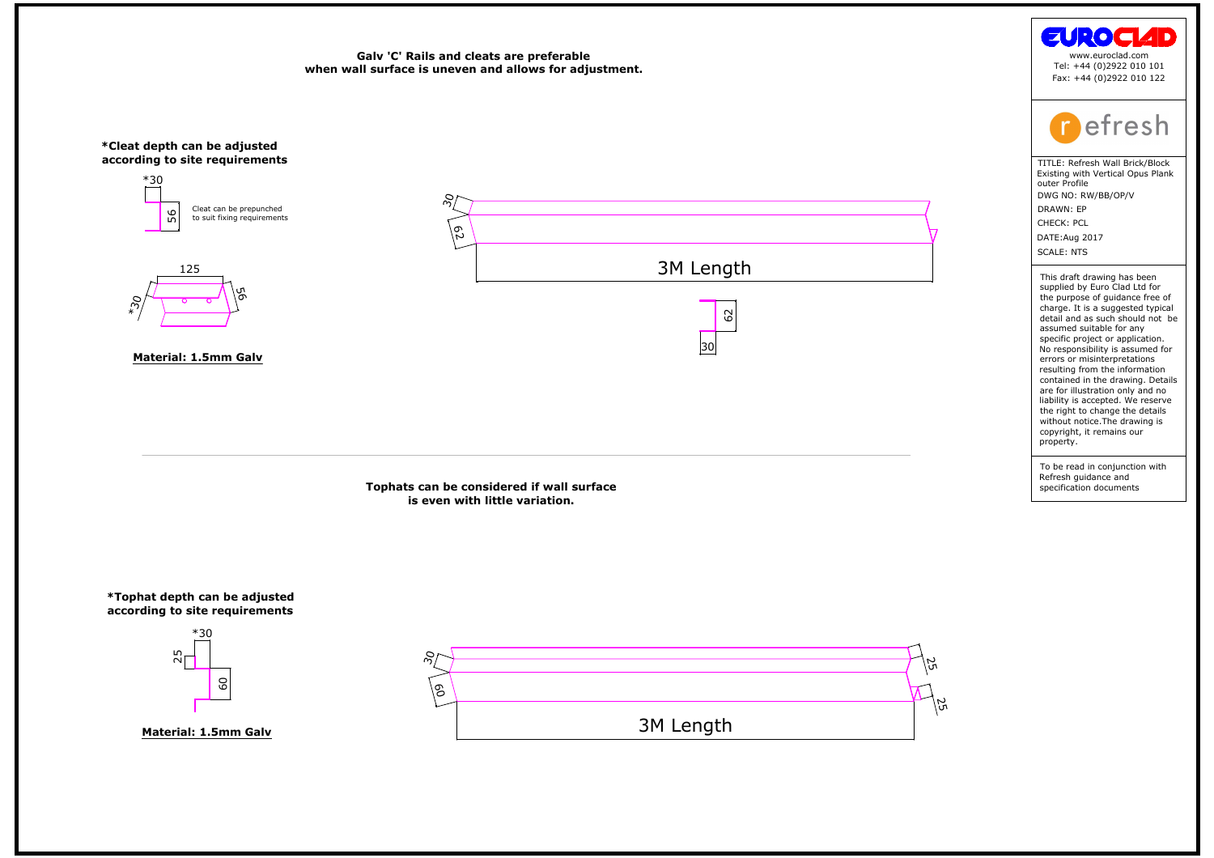**Galv 'C' Rails and cleats are preferable when wall surface is uneven and allows for adjustment.**

**\*Cleat depth can be adjusted according to site requirements**

*30

56

Cleat can be prepunched to suit fixing requirements

125

*30

56

**Material: 1.5mm Galv**

30

62

3M Length

62

30

**Tophats can be considered if wall surface is even with little variation.**

**\*Tophat depth can be adjusted according to site requirements**

*30

25

60

**Material: 1.5mm Galv**

30

60

25

25

3M Length

EUROCLAD

www.euroclad.com

Tel: +44 (0)2922 010 101

Fax: +44 (0)2922 010 122

refresh

TITLE: Refresh Wall Brick/Block Existing with Vertical Opus Plank outer Profile

DWG NO: RW/BB/OP/V

DRAWN: EP

CHECK: PCL

DATE:Aug 2017

SCALE: NTS

This draft drawing has been supplied by Euro Clad Ltd for the purpose of guidance free of charge. It is a suggested typical detail and as such should not be assumed suitable for any specific project or application. No responsibility is assumed for errors or misinterpretations resulting from the information contained in the drawing. Details are for illustration only and no liability is accepted. We reserve the right to change the details without notice.The drawing is copyright, it remains our property.

To be read in conjunction with Refresh guidance and specification documents